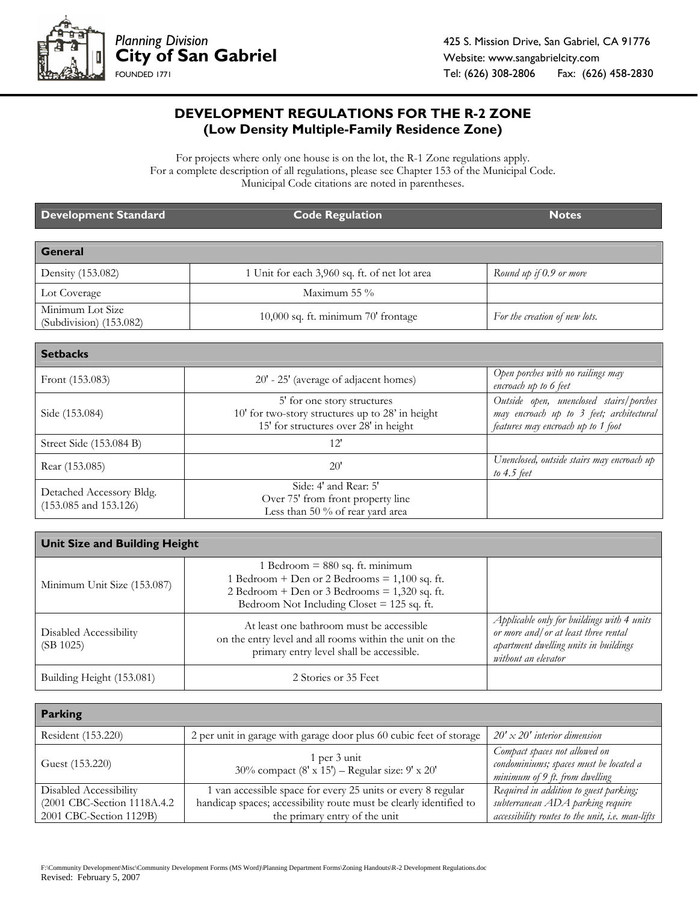Planning Division
**City of San Gabriel**
FOUNDED 1771

425 S. Mission Drive, San Gabriel, CA 91776
Website: www.sangabrielcity.com
Tel: (626) 308-2806 Fax: (626) 458-2830

# DEVELOPMENT REGULATIONS FOR THE R-2 ZONE
## (Low Density Multiple-Family Residence Zone)

For projects where only one house is on the lot, the R-1 Zone regulations apply.
For a complete description of all regulations, please see Chapter 153 of the Municipal Code.
Municipal Code citations are noted in parentheses.

| Development Standard | Code Regulation | Notes |
|---|---|---|
| **General** | | |
| Density (153.082) | 1 Unit for each 3,960 sq. ft. of net lot area | *Round up if 0.9 or more* |
| Lot Coverage | Maximum 55 % | |
| Minimum Lot Size (Subdivision) (153.082) | 10,000 sq. ft. minimum 70' frontage | *For the creation of new lots.* |
| **Setbacks** | | |
| Front (153.083) | 20' - 25' (average of adjacent homes) | *Open porches with no railings may encroach up to 6 feet* |
| Side (153.084) | 5' for one story structures<br>10' for two-story structures up to 28' in height<br>15' for structures over 28' in height | *Outside open, unenclosed stairs/porches may encroach up to 3 feet; architectural features may encroach up to 1 foot* |
| Street Side (153.084 B) | 12' | |
| Rear (153.085) | 20' | *Unenclosed, outside stairs may encroach up to 4.5 feet* |
| Detached Accessory Bldg. (153.085 and 153.126) | Side: 4' and Rear: 5'<br>Over 75' from front property line<br>Less than 50 % of rear yard area | |
| **Unit Size and Building Height** | | |
| Minimum Unit Size (153.087) | 1 Bedroom = 880 sq. ft. minimum<br>1 Bedroom + Den or 2 Bedrooms = 1,100 sq. ft.<br>2 Bedroom + Den or 3 Bedrooms = 1,320 sq. ft.<br>Bedroom Not Including Closet = 125 sq. ft. | |
| Disabled Accessibility (SB 1025) | At least one bathroom must be accessible on the entry level and all rooms within the unit on the primary entry level shall be accessible. | *Applicable only for buildings with 4 units or more and/or at least three rental apartment dwelling units in buildings without an elevator* |
| Building Height (153.081) | 2 Stories or 35 Feet | |
| **Parking** | | |
| Resident (153.220) | 2 per unit in garage with garage door plus 60 cubic feet of storage | *20' x 20' interior dimension* |
| Guest (153.220) | 1 per 3 unit<br>30% compact (8' x 15') – Regular size: 9' x 20' | *Compact spaces not allowed on condominiums; spaces must be located a minimum of 9 ft. from dwelling* |
| Disabled Accessibility (2001 CBC-Section 1118A.4.2 2001 CBC-Section 1129B) | 1 van accessible space for every 25 units or every 8 regular handicap spaces; accessibility route must be clearly identified to the primary entry of the unit | *Required in addition to guest parking; subterranean ADA parking require accessibility routes to the unit, i.e. man-lifts* |

F:\Community Development\Misc\Community Development Forms (MS Word)\Planning Department Forms\Zoning Handouts\R-2 Development Regulations.doc
Revised: February 5, 2007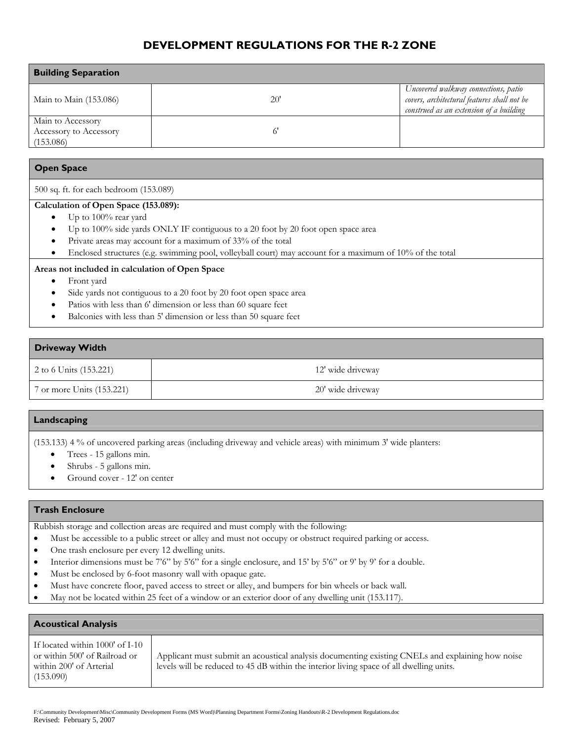# DEVELOPMENT REGULATIONS FOR THE R-2 ZONE

| Building Separation | | |
|---|---|---|
| Main to Main (153.086) | 20' | *Uncovered walkway connections, patio covers, architectural features shall not be construed as an extension of a building* |
| Main to Accessory<br>Accessory to Accessory<br>(153.086) | 6' | |

## Open Space

500 sq. ft. for each bedroom (153.089)

**Calculation of Open Space (153.089):**

- Up to 100% rear yard
- Up to 100% side yards ONLY IF contiguous to a 20 foot by 20 foot open space area
- Private areas may account for a maximum of 33% of the total
- Enclosed structures (e.g. swimming pool, volleyball court) may account for a maximum of 10% of the total

**Areas not included in calculation of Open Space**

- Front yard
- Side yards not contiguous to a 20 foot by 20 foot open space area
- Patios with less than 6' dimension or less than 60 square feet
- Balconies with less than 5' dimension or less than 50 square feet

| Driveway Width | |
|---|---|
| 2 to 6 Units (153.221) | 12' wide driveway |
| 7 or more Units (153.221) | 20' wide driveway |

## Landscaping

(153.133) 4 % of uncovered parking areas (including driveway and vehicle areas) with minimum 3' wide planters:

- Trees - 15 gallons min.
- Shrubs - 5 gallons min.
- Ground cover - 12' on center

## Trash Enclosure

Rubbish storage and collection areas are required and must comply with the following:

- Must be accessible to a public street or alley and must not occupy or obstruct required parking or access.
- One trash enclosure per every 12 dwelling units.
- Interior dimensions must be 7'6" by 5'6" for a single enclosure, and 15' by 5'6" or 9' by 9' for a double.
- Must be enclosed by 6-foot masonry wall with opaque gate.
- Must have concrete floor, paved access to street or alley, and bumpers for bin wheels or back wall.
- May not be located within 25 feet of a window or an exterior door of any dwelling unit (153.117).

| Acoustical Analysis | |
|---|---|
| If located within 1000' of I-10 or within 500' of Railroad or within 200' of Arterial (153.090) | Applicant must submit an acoustical analysis documenting existing CNELs and explaining how noise levels will be reduced to 45 dB within the interior living space of all dwelling units. |

F:\Community Development\Misc\Community Development Forms (MS Word)\Planning Department Forms\Zoning Handouts\R-2 Development Regulations.doc
Revised: February 5, 2007